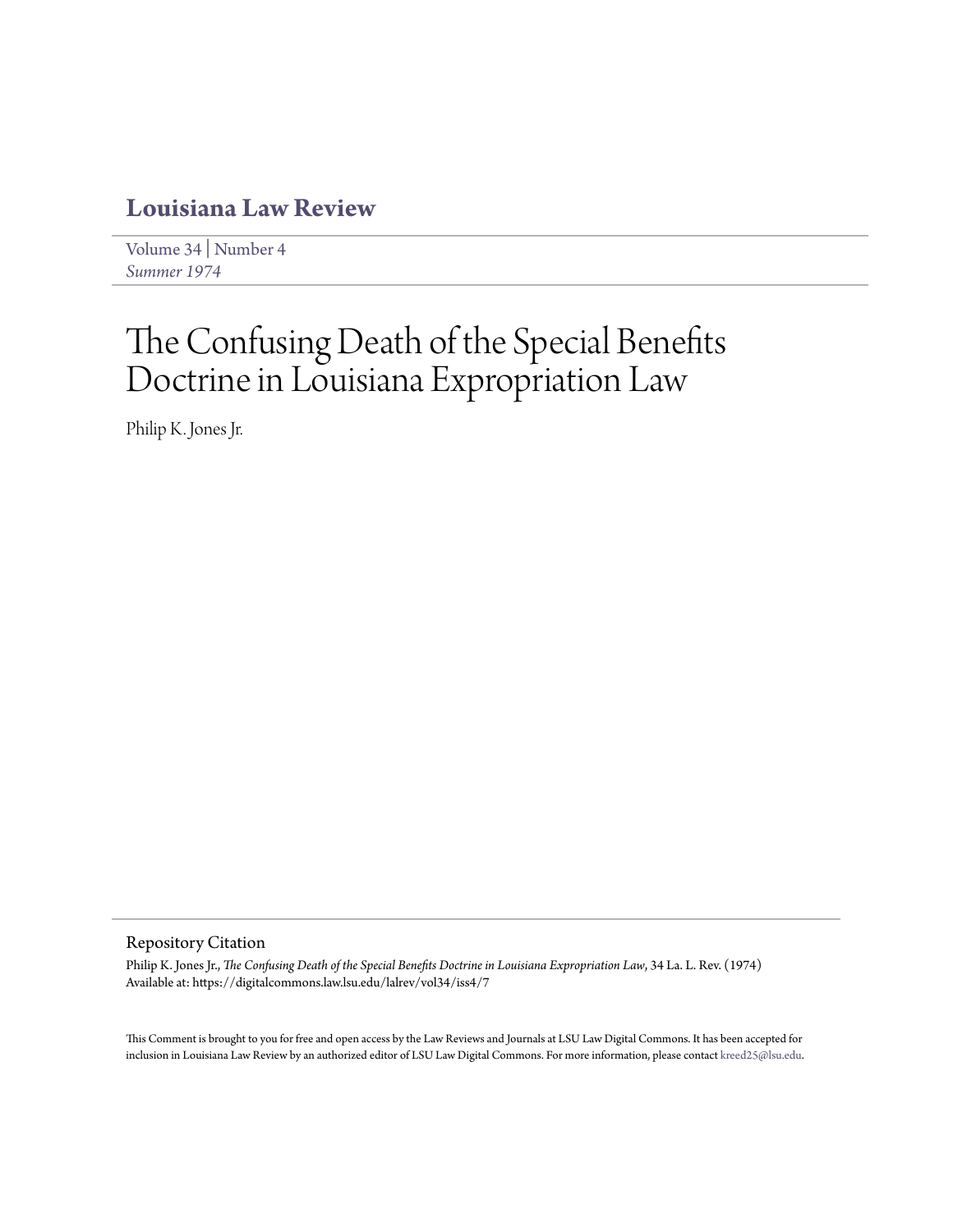# Louisiana Law Review

Volume 34 | Number 4
*Summer 1974*

# The Confusing Death of the Special Benefits Doctrine in Louisiana Expropriation Law

Philip K. Jones Jr.

## Repository Citation

Philip K. Jones Jr., *The Confusing Death of the Special Benefits Doctrine in Louisiana Expropriation Law*, 34 La. L. Rev. (1974)
Available at: https://digitalcommons.law.lsu.edu/lalrev/vol34/iss4/7

This Comment is brought to you for free and open access by the Law Reviews and Journals at LSU Law Digital Commons. It has been accepted for inclusion in Louisiana Law Review by an authorized editor of LSU Law Digital Commons. For more information, please contact kreed25@lsu.edu.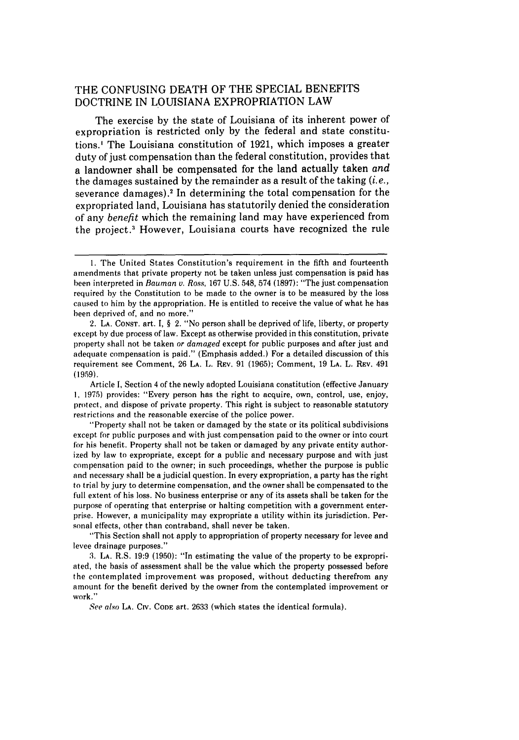## THE CONFUSING DEATH OF THE SPECIAL BENEFITS DOCTRINE IN LOUISIANA EXPROPRIATION LAW

The exercise by the state of Louisiana of its inherent power of expropriation is restricted only by the federal and state constitutions.[1] The Louisiana constitution of 1921, which imposes a greater duty of just compensation than the federal constitution, provides that a landowner shall be compensated for the land actually taken *and* the damages sustained by the remainder as a result of the taking (*i.e.*, severance damages).[2] In determining the total compensation for the expropriated land, Louisiana has statutorily denied the consideration of any *benefit* which the remaining land may have experienced from the project.[3] However, Louisiana courts have recognized the rule

---

1. The United States Constitution's requirement in the fifth and fourteenth amendments that private property not be taken unless just compensation is paid has been interpreted in *Bauman v. Ross*, 167 U.S. 548, 574 (1897): "The just compensation required by the Constitution to be made to the owner is to be measured by the loss caused to him by the appropriation. He is entitled to receive the value of what he has been deprived of, and no more."

2. LA. CONST. art. I, § 2. "No person shall be deprived of life, liberty, or property except by due process of law. Except as otherwise provided in this constitution, private property shall not be taken *or damaged* except for public purposes and after just and adequate compensation is paid." (Emphasis added.) For a detailed discussion of this requirement see Comment, 26 LA. L. REV. 91 (1965); Comment, 19 LA. L. REV. 491 (1959).

Article I, Section 4 of the newly adopted Louisiana constitution (effective January 1, 1975) provides: "Every person has the right to acquire, own, control, use, enjoy, protect, and dispose of private property. This right is subject to reasonable statutory restrictions and the reasonable exercise of the police power.

"Property shall not be taken or damaged by the state or its political subdivisions except for public purposes and with just compensation paid to the owner or into court for his benefit. Property shall not be taken or damaged by any private entity authorized by law to expropriate, except for a public and necessary purpose and with just compensation paid to the owner; in such proceedings, whether the purpose is public and necessary shall be a judicial question. In every expropriation, a party has the right to trial by jury to determine compensation, and the owner shall be compensated to the full extent of his loss. No business enterprise or any of its assets shall be taken for the purpose of operating that enterprise or halting competition with a government enterprise. However, a municipality may expropriate a utility within its jurisdiction. Personal effects, other than contraband, shall never be taken.

"This Section shall not apply to appropriation of property necessary for levee and levee drainage purposes."

3. LA. R.S. 19:9 (1950): "In estimating the value of the property to be expropriated, the basis of assessment shall be the value which the property possessed before the contemplated improvement was proposed, without deducting therefrom any amount for the benefit derived by the owner from the contemplated improvement or work."

*See also* LA. CIV. CODE art. 2633 (which states the identical formula).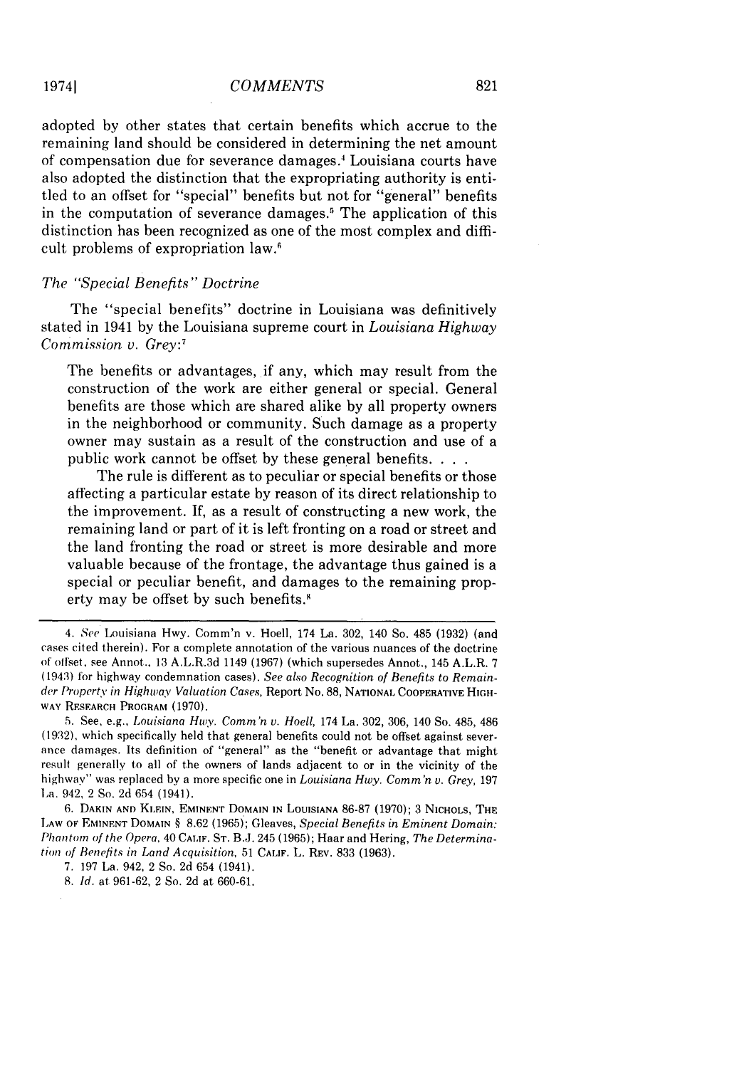adopted by other states that certain benefits which accrue to the remaining land should be considered in determining the net amount of compensation due for severance damages.[4] Louisiana courts have also adopted the distinction that the expropriating authority is entitled to an offset for "special" benefits but not for "general" benefits in the computation of severance damages.[5] The application of this distinction has been recognized as one of the most complex and difficult problems of expropriation law.[6]

### *The "Special Benefits" Doctrine*

The "special benefits" doctrine in Louisiana was definitively stated in 1941 by the Louisiana supreme court in *Louisiana Highway Commission v. Grey*:[7]

> The benefits or advantages, if any, which may result from the construction of the work are either general or special. General benefits are those which are shared alike by all property owners in the neighborhood or community. Such damage as a property owner may sustain as a result of the construction and use of a public work cannot be offset by these general benefits. . . .
>
> The rule is different as to peculiar or special benefits or those affecting a particular estate by reason of its direct relationship to the improvement. If, as a result of constructing a new work, the remaining land or part of it is left fronting on a road or street and the land fronting the road or street is more desirable and more valuable because of the frontage, the advantage thus gained is a special or peculiar benefit, and damages to the remaining property may be offset by such benefits.[8]

---

4. *See* Louisiana Hwy. Comm'n v. Hoell, 174 La. 302, 140 So. 485 (1932) (and cases cited therein). For a complete annotation of the various nuances of the doctrine of offset, see Annot., 13 A.L.R.3d 1149 (1967) (which supersedes Annot., 145 A.L.R. 7 (1943) for highway condemnation cases). *See also Recognition of Benefits to Remainder Property in Highway Valuation Cases,* Report No. 88, NATIONAL COOPERATIVE HIGHWAY RESEARCH PROGRAM (1970).

5. See, e.g., *Louisiana Hwy. Comm'n v. Hoell,* 174 La. 302, 306, 140 So. 485, 486 (1932), which specifically held that general benefits could not be offset against severance damages. Its definition of "general" as the "benefit or advantage that might result generally to all of the owners of lands adjacent to or in the vicinity of the highway" was replaced by a more specific one in *Louisiana Hwy. Comm'n v. Grey,* 197 La. 942, 2 So. 2d 654 (1941).

6. DAKIN AND KLEIN, EMINENT DOMAIN IN LOUISIANA 86-87 (1970); 3 NICHOLS, THE LAW OF EMINENT DOMAIN § 8.62 (1965); Gleaves, *Special Benefits in Eminent Domain: Phantom of the Opera,* 40 CALIF. ST. B.J. 245 (1965); Haar and Hering, *The Determination of Benefits in Land Acquisition,* 51 CALIF. L. REV. 833 (1963).

7. 197 La. 942, 2 So. 2d 654 (1941).

8. *Id.* at 961-62, 2 So. 2d at 660-61.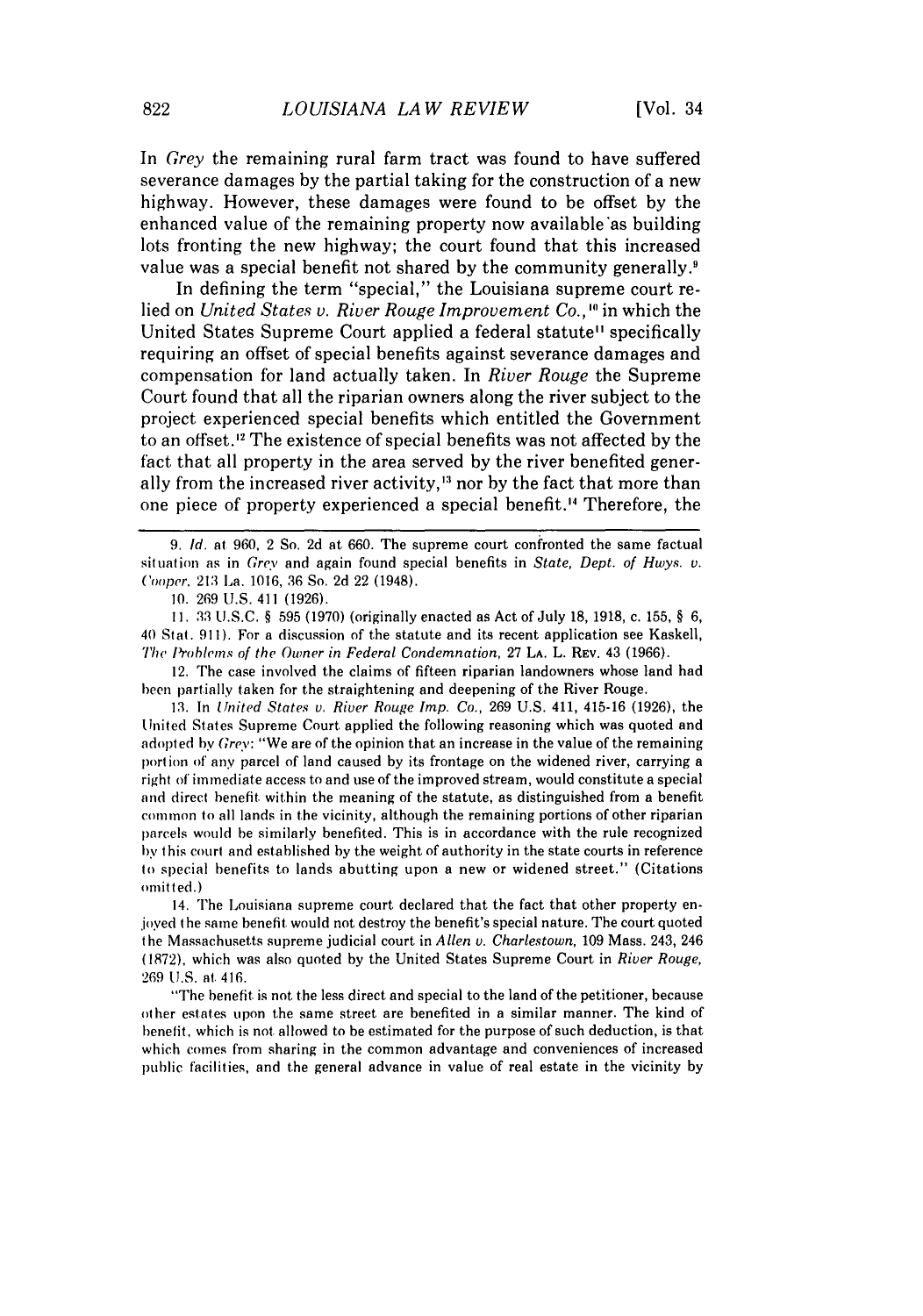In *Grey* the remaining rural farm tract was found to have suffered severance damages by the partial taking for the construction of a new highway. However, these damages were found to be offset by the enhanced value of the remaining property now available as building lots fronting the new highway; the court found that this increased value was a special benefit not shared by the community generally.[9]

In defining the term "special," the Louisiana supreme court relied on *United States v. River Rouge Improvement Co.*,[10] in which the United States Supreme Court applied a federal statute[11] specifically requiring an offset of special benefits against severance damages and compensation for land actually taken. In *River Rouge* the Supreme Court found that all the riparian owners along the river subject to the project experienced special benefits which entitled the Government to an offset.[12] The existence of special benefits was not affected by the fact that all property in the area served by the river benefited generally from the increased river activity,[13] nor by the fact that more than one piece of property experienced a special benefit.[14] Therefore, the

---

9. *Id.* at 960, 2 So. 2d at 660. The supreme court confronted the same factual situation as in *Grey* and again found special benefits in *State, Dept. of Hwys. v. Cooper*, 213 La. 1016, 36 So. 2d 22 (1948).

10. 269 U.S. 411 (1926).

11. 33 U.S.C. § 595 (1970) (originally enacted as Act of July 18, 1918, c. 155, § 6, 40 Stat. 911). For a discussion of the statute and its recent application see Kaskell, *The Problems of the Owner in Federal Condemnation*, 27 LA. L. REV. 43 (1966).

12. The case involved the claims of fifteen riparian landowners whose land had been partially taken for the straightening and deepening of the River Rouge.

13. In *United States v. River Rouge Imp. Co.*, 269 U.S. 411, 415-16 (1926), the United States Supreme Court applied the following reasoning which was quoted and adopted by *Grey*: "We are of the opinion that an increase in the value of the remaining portion of any parcel of land caused by its frontage on the widened river, carrying a right of immediate access to and use of the improved stream, would constitute a special and direct benefit within the meaning of the statute, as distinguished from a benefit common to all lands in the vicinity, although the remaining portions of other riparian parcels would be similarly benefited. This is in accordance with the rule recognized by this court and established by the weight of authority in the state courts in reference to special benefits to lands abutting upon a new or widened street." (Citations omitted.)

14. The Louisiana supreme court declared that the fact that other property enjoyed the same benefit would not destroy the benefit's special nature. The court quoted the Massachusetts supreme judicial court in *Allen v. Charlestown*, 109 Mass. 243, 246 (1872), which was also quoted by the United States Supreme Court in *River Rouge*, 269 U.S. at 416.

"The benefit is not the less direct and special to the land of the petitioner, because other estates upon the same street are benefited in a similar manner. The kind of benefit, which is not allowed to be estimated for the purpose of such deduction, is that which comes from sharing in the common advantage and conveniences of increased public facilities, and the general advance in value of real estate in the vicinity by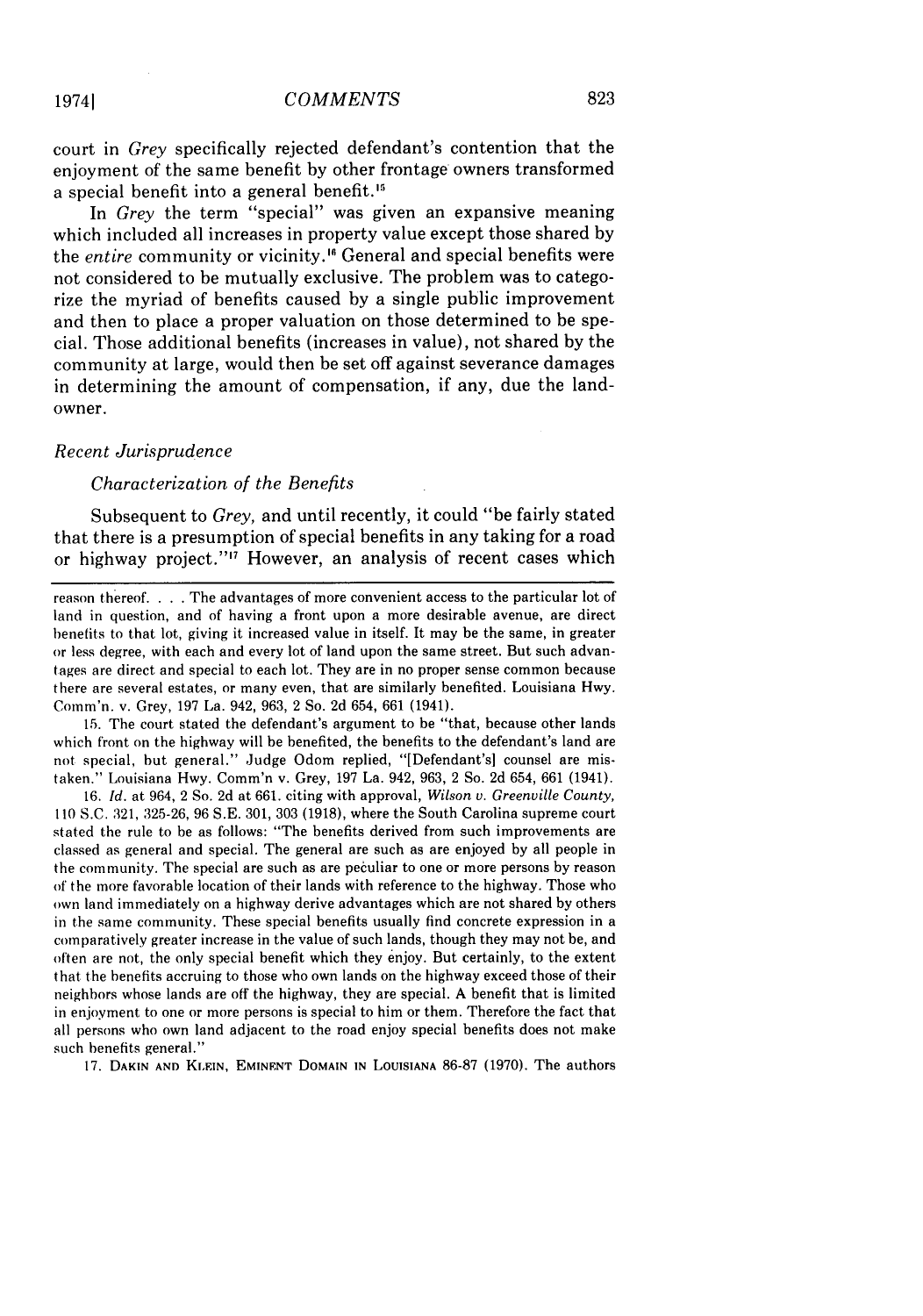court in *Grey* specifically rejected defendant's contention that the enjoyment of the same benefit by other frontage owners transformed a special benefit into a general benefit.[15]

In *Grey* the term "special" was given an expansive meaning which included all increases in property value except those shared by the *entire* community or vicinity.[16] General and special benefits were not considered to be mutually exclusive. The problem was to categorize the myriad of benefits caused by a single public improvement and then to place a proper valuation on those determined to be special. Those additional benefits (increases in value), not shared by the community at large, would then be set off against severance damages in determining the amount of compensation, if any, due the landowner.

### *Recent Jurisprudence*

#### *Characterization of the Benefits*

Subsequent to *Grey*, and until recently, it could "be fairly stated that there is a presumption of special benefits in any taking for a road or highway project."[17] However, an analysis of recent cases which

---

reason thereof. . . . The advantages of more convenient access to the particular lot of land in question, and of having a front upon a more desirable avenue, are direct benefits to that lot, giving it increased value in itself. It may be the same, in greater or less degree, with each and every lot of land upon the same street. But such advantages are direct and special to each lot. They are in no proper sense common because there are several estates, or many even, that are similarly benefited. Louisiana Hwy. Comm'n. v. Grey, 197 La. 942, 963, 2 So. 2d 654, 661 (1941).

15. The court stated the defendant's argument to be "that, because other lands which front on the highway will be benefited, the benefits to the defendant's land are not special, but general." Judge Odom replied, "[Defendant's] counsel are mistaken." Louisiana Hwy. Comm'n v. Grey, 197 La. 942, 963, 2 So. 2d 654, 661 (1941).

16. *Id.* at 964, 2 So. 2d at 661. citing with approval, *Wilson v. Greenville County*, 110 S.C. 321, 325-26, 96 S.E. 301, 303 (1918), where the South Carolina supreme court stated the rule to be as follows: "The benefits derived from such improvements are classed as general and special. The general are such as are enjoyed by all people in the community. The special are such as are peculiar to one or more persons by reason of the more favorable location of their lands with reference to the highway. Those who own land immediately on a highway derive advantages which are not shared by others in the same community. These special benefits usually find concrete expression in a comparatively greater increase in the value of such lands, though they may not be, and often are not, the only special benefit which they enjoy. But certainly, to the extent that the benefits accruing to those who own lands on the highway exceed those of their neighbors whose lands are off the highway, they are special. A benefit that is limited in enjoyment to one or more persons is special to him or them. Therefore the fact that all persons who own land adjacent to the road enjoy special benefits does not make such benefits general."

17. DAKIN AND KLEIN, EMINENT DOMAIN IN LOUISIANA 86-87 (1970). The authors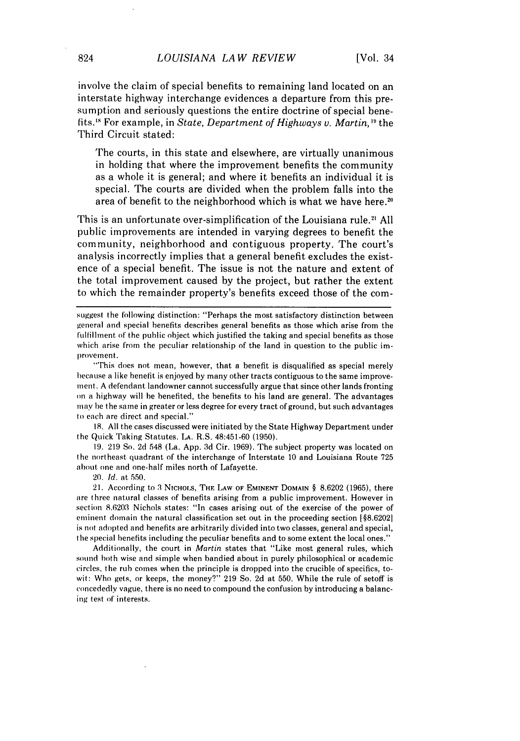involve the claim of special benefits to remaining land located on an interstate highway interchange evidences a departure from this presumption and seriously questions the entire doctrine of special benefits.[18] For example, in *State, Department of Highways v. Martin,*[19] the Third Circuit stated:

> The courts, in this state and elsewhere, are virtually unanimous in holding that where the improvement benefits the community as a whole it is general; and where it benefits an individual it is special. The courts are divided when the problem falls into the area of benefit to the neighborhood which is what we have here.[20]

This is an unfortunate over-simplification of the Louisiana rule.[21] All public improvements are intended in varying degrees to benefit the community, neighborhood and contiguous property. The court's analysis incorrectly implies that a general benefit excludes the existence of a special benefit. The issue is not the nature and extent of the total improvement caused by the project, but rather the extent to which the remainder property's benefits exceed those of the com-

---

suggest the following distinction: "Perhaps the most satisfactory distinction between general and special benefits describes general benefits as those which arise from the fulfillment of the public object which justified the taking and special benefits as those which arise from the peculiar relationship of the land in question to the public improvement.

"This does not mean, however, that a benefit is disqualified as special merely because a like benefit is enjoyed by many other tracts contiguous to the same improvement. A defendant landowner cannot successfully argue that since other lands fronting on a highway will be benefited, the benefits to his land are general. The advantages may be the same in greater or less degree for every tract of ground, but such advantages to each are direct and special."

18. All the cases discussed were initiated by the State Highway Department under the Quick Taking Statutes. LA. R.S. 48:451-60 (1950).

19. 219 So. 2d 548 (La. App. 3d Cir. 1969). The subject property was located on the northeast quadrant of the interchange of Interstate 10 and Louisiana Route 725 about one and one-half miles north of Lafayette.

20. *Id.* at 550.

21. According to 3 NICHOLS, THE LAW OF EMINENT DOMAIN § 8.6202 (1965), there are three natural classes of benefits arising from a public improvement. However in section 8.6203 Nichols states: "In cases arising out of the exercise of the power of eminent domain the natural classification set out in the proceeding section [§8.6202] is not adopted and benefits are arbitrarily divided into two classes, general and special, the special benefits including the peculiar benefits and to some extent the local ones."

Additionally, the court in *Martin* states that "Like most general rules, which sound both wise and simple when bandied about in purely philosophical or academic circles, the rub comes when the principle is dropped into the crucible of specifics, to-wit: Who gets, or keeps, the money?" 219 So. 2d at 550. While the rule of setoff is concededly vague, there is no need to compound the confusion by introducing a balancing test of interests.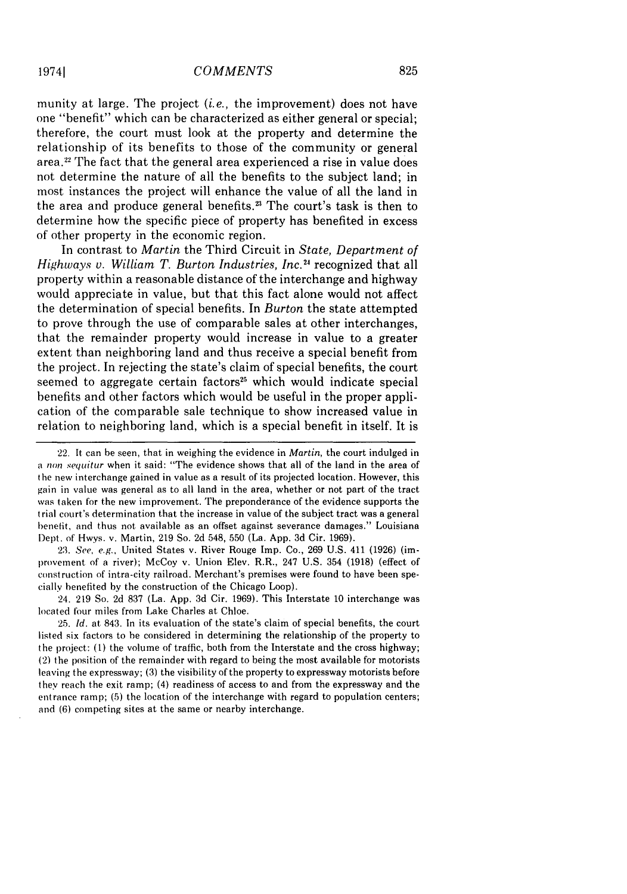munity at large. The project (*i.e.*, the improvement) does not have one "benefit" which can be characterized as either general or special; therefore, the court must look at the property and determine the relationship of its benefits to those of the community or general area.[22] The fact that the general area experienced a rise in value does not determine the nature of all the benefits to the subject land; in most instances the project will enhance the value of all the land in the area and produce general benefits.[23] The court's task is then to determine how the specific piece of property has benefited in excess of other property in the economic region.

In contrast to *Martin* the Third Circuit in *State, Department of Highways v. William T. Burton Industries, Inc.*[24] recognized that all property within a reasonable distance of the interchange and highway would appreciate in value, but that this fact alone would not affect the determination of special benefits. In *Burton* the state attempted to prove through the use of comparable sales at other interchanges, that the remainder property would increase in value to a greater extent than neighboring land and thus receive a special benefit from the project. In rejecting the state's claim of special benefits, the court seemed to aggregate certain factors[25] which would indicate special benefits and other factors which would be useful in the proper application of the comparable sale technique to show increased value in relation to neighboring land, which is a special benefit in itself. It is

---

22. It can be seen, that in weighing the evidence in *Martin*, the court indulged in a *non sequitur* when it said: "The evidence shows that all of the land in the area of the new interchange gained in value as a result of its projected location. However, this gain in value was general as to all land in the area, whether or not part of the tract was taken for the new improvement. The preponderance of the evidence supports the trial court's determination that the increase in value of the subject tract was a general benefit, and thus not available as an offset against severance damages." Louisiana Dept. of Hwys. v. Martin, 219 So. 2d 548, 550 (La. App. 3d Cir. 1969).

23. *See, e.g.*, United States v. River Rouge Imp. Co., 269 U.S. 411 (1926) (improvement of a river); McCoy v. Union Elev. R.R., 247 U.S. 354 (1918) (effect of construction of intra-city railroad. Merchant's premises were found to have been specially benefited by the construction of the Chicago Loop).

24. 219 So. 2d 837 (La. App. 3d Cir. 1969). This Interstate 10 interchange was located four miles from Lake Charles at Chloe.

25. *Id.* at 843. In its evaluation of the state's claim of special benefits, the court listed six factors to be considered in determining the relationship of the property to the project: (1) the volume of traffic, both from the Interstate and the cross highway; (2) the position of the remainder with regard to being the most available for motorists leaving the expressway; (3) the visibility of the property to expressway motorists before they reach the exit ramp; (4) readiness of access to and from the expressway and the entrance ramp; (5) the location of the interchange with regard to population centers; and (6) competing sites at the same or nearby interchange.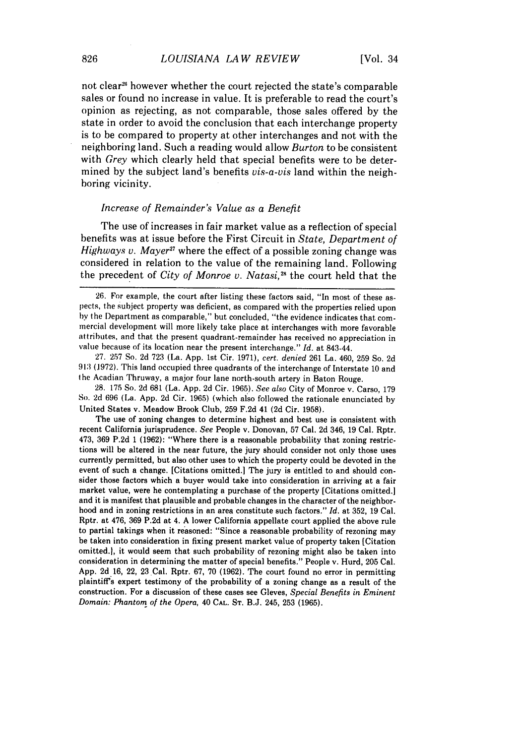not clear[26] however whether the court rejected the state's comparable sales or found no increase in value. It is preferable to read the court's opinion as rejecting, as not comparable, those sales offered by the state in order to avoid the conclusion that each interchange property is to be compared to property at other interchanges and not with the neighboring land. Such a reading would allow *Burton* to be consistent with *Grey* which clearly held that special benefits were to be determined by the subject land's benefits *vis-a-vis* land within the neighboring vicinity.

### *Increase of Remainder's Value as a Benefit*

The use of increases in fair market value as a reflection of special benefits was at issue before the First Circuit in *State, Department of Highways v. Mayer*[27] where the effect of a possible zoning change was considered in relation to the value of the remaining land. Following the precedent of *City of Monroe v. Natasi,*[28] the court held that the

---

26. For example, the court after listing these factors said, "In most of these aspects, the subject property was deficient, as compared with the properties relied upon by the Department as comparable," but concluded, "the evidence indicates that commercial development will more likely take place at interchanges with more favorable attributes, and that the present quadrant-remainder has received no appreciation in value because of its location near the present interchange." *Id.* at 843-44.

27. 257 So. 2d 723 (La. App. 1st Cir. 1971), *cert. denied* 261 La. 460, 259 So. 2d 913 (1972). This land occupied three quadrants of the interchange of Interstate 10 and the Acadian Thruway, a major four lane north-south artery in Baton Rouge.

28. 175 So. 2d 681 (La. App. 2d Cir. 1965). *See also* City of Monroe v. Carso, 179 So. 2d 696 (La. App. 2d Cir. 1965) (which also followed the rationale enunciated by United States v. Meadow Brook Club, 259 F.2d 41 (2d Cir. 1958).

The use of zoning changes to determine highest and best use is consistent with recent California jurisprudence. *See* People v. Donovan, 57 Cal. 2d 346, 19 Cal. Rptr. 473, 369 P.2d 1 (1962): "Where there is a reasonable probability that zoning restrictions will be altered in the near future, the jury should consider not only those uses currently permitted, but also other uses to which the property could be devoted in the event of such a change. [Citations omitted.] The jury is entitled to and should consider those factors which a buyer would take into consideration in arriving at a fair market value, were he contemplating a purchase of the property [Citations omitted.] and it is manifest that plausible and probable changes in the character of the neighborhood and in zoning restrictions in an area constitute such factors." *Id.* at 352, 19 Cal. Rptr. at 476, 369 P.2d at 4. A lower California appellate court applied the above rule to partial takings when it reasoned: "Since a reasonable probability of rezoning may be taken into consideration in fixing present market value of property taken [Citation omitted.], it would seem that such probability of rezoning might also be taken into consideration in determining the matter of special benefits." People v. Hurd, 205 Cal. App. 2d 16, 22, 23 Cal. Rptr. 67, 70 (1962). The court found no error in permitting plaintiff's expert testimony of the probability of a zoning change as a result of the construction. For a discussion of these cases see Gleves, *Special Benefits in Eminent Domain: Phantom of the Opera,* 40 CAL. ST. B.J. 245, 253 (1965).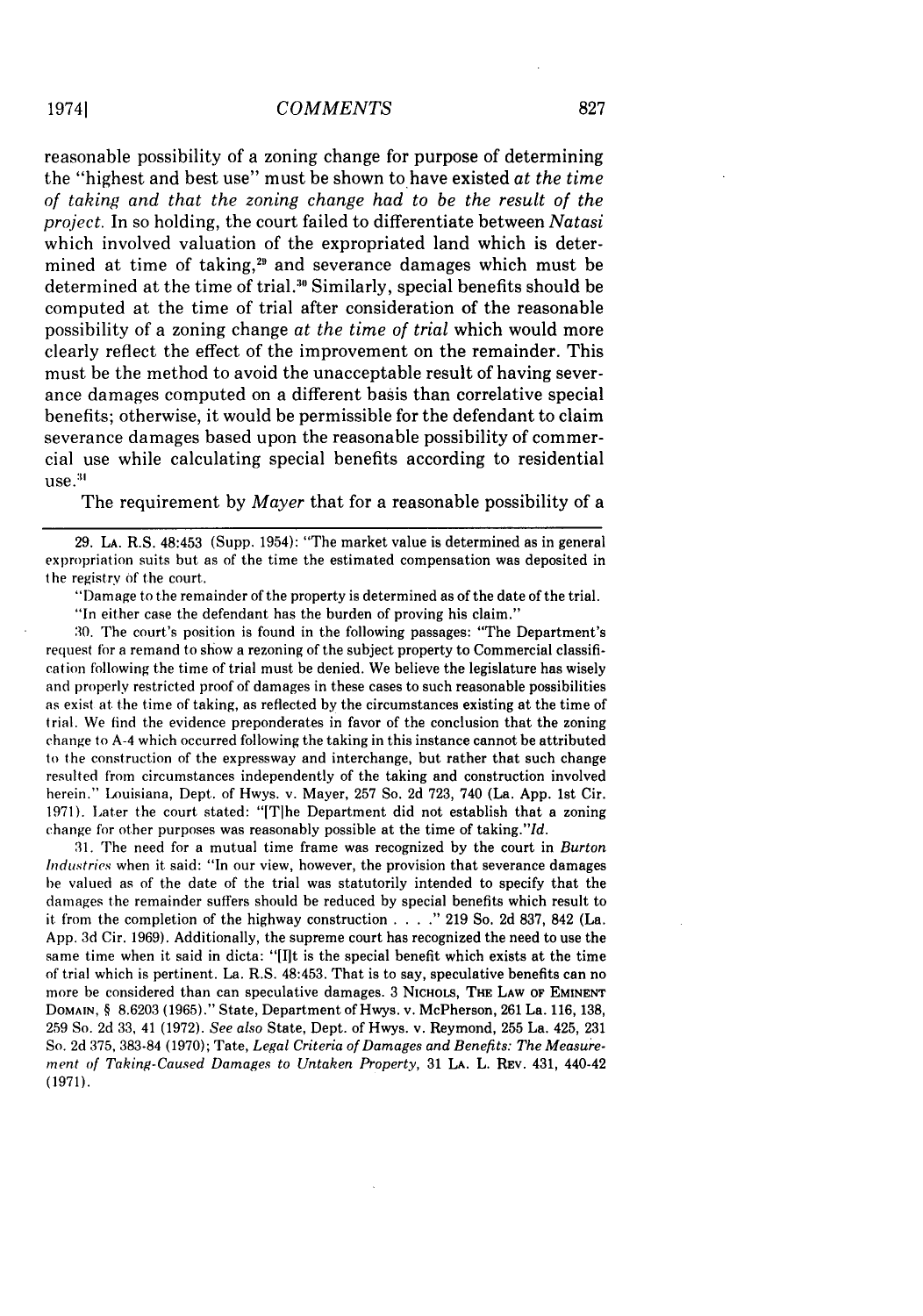reasonable possibility of a zoning change for purpose of determining the "highest and best use" must be shown to have existed *at the time of taking and that the zoning change had to be the result of the project.* In so holding, the court failed to differentiate between *Natasi* which involved valuation of the expropriated land which is determined at time of taking,[29] and severance damages which must be determined at the time of trial.[30] Similarly, special benefits should be computed at the time of trial after consideration of the reasonable possibility of a zoning change *at the time of trial* which would more clearly reflect the effect of the improvement on the remainder. This must be the method to avoid the unacceptable result of having severance damages computed on a different basis than correlative special benefits; otherwise, it would be permissible for the defendant to claim severance damages based upon the reasonable possibility of commercial use while calculating special benefits according to residential use.[31]

The requirement by *Mayer* that for a reasonable possibility of a

---

29. LA. R.S. 48:453 (Supp. 1954): "The market value is determined as in general expropriation suits but as of the time the estimated compensation was deposited in the registry of the court.

"Damage to the remainder of the property is determined as of the date of the trial.

"In either case the defendant has the burden of proving his claim."

30. The court's position is found in the following passages: "The Department's request for a remand to show a rezoning of the subject property to Commercial classification following the time of trial must be denied. We believe the legislature has wisely and properly restricted proof of damages in these cases to such reasonable possibilities as exist at the time of taking, as reflected by the circumstances existing at the time of trial. We find the evidence preponderates in favor of the conclusion that the zoning change to A-4 which occurred following the taking in this instance cannot be attributed to the construction of the expressway and interchange, but rather that such change resulted from circumstances independently of the taking and construction involved herein." Louisiana, Dept. of Hwys. v. Mayer, 257 So. 2d 723, 740 (La. App. 1st Cir. 1971). Later the court stated: "[T]he Department did not establish that a zoning change for other purposes was reasonably possible at the time of taking."*Id.*

31. The need for a mutual time frame was recognized by the court in *Burton Industries* when it said: "In our view, however, the provision that severance damages be valued as of the date of the trial was statutorily intended to specify that the damages the remainder suffers should be reduced by special benefits which result to it from the completion of the highway construction . . . ." 219 So. 2d 837, 842 (La. App. 3d Cir. 1969). Additionally, the supreme court has recognized the need to use the same time when it said in dicta: "[I]t is the special benefit which exists at the time of trial which is pertinent. La. R.S. 48:453. That is to say, speculative benefits can no more be considered than can speculative damages. 3 NICHOLS, THE LAW OF EMINENT DOMAIN, § 8.6203 (1965)." State, Department of Hwys. v. McPherson, 261 La. 116, 138, 259 So. 2d 33, 41 (1972). *See also* State, Dept. of Hwys. v. Reymond, 255 La. 425, 231 So. 2d 375, 383-84 (1970); Tate, *Legal Criteria of Damages and Benefits: The Measurement of Taking-Caused Damages to Untaken Property,* 31 LA. L. REV. 431, 440-42 (1971).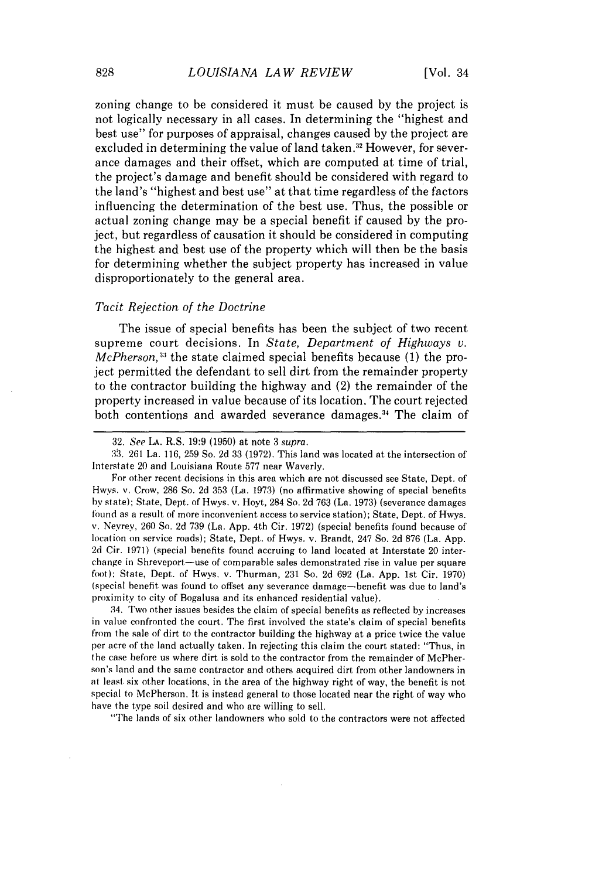zoning change to be considered it must be caused by the project is not logically necessary in all cases. In determining the "highest and best use" for purposes of appraisal, changes caused by the project are excluded in determining the value of land taken.[32] However, for severance damages and their offset, which are computed at time of trial, the project's damage and benefit should be considered with regard to the land's "highest and best use" at that time regardless of the factors influencing the determination of the best use. Thus, the possible or actual zoning change may be a special benefit if caused by the project, but regardless of causation it should be considered in computing the highest and best use of the property which will then be the basis for determining whether the subject property has increased in value disproportionately to the general area.

### *Tacit Rejection of the Doctrine*

The issue of special benefits has been the subject of two recent supreme court decisions. In *State, Department of Highways v. McPherson*,[33] the state claimed special benefits because (1) the project permitted the defendant to sell dirt from the remainder property to the contractor building the highway and (2) the remainder of the property increased in value because of its location. The court rejected both contentions and awarded severance damages.[34] The claim of

---

32. *See* LA. R.S. 19:9 (1950) at note 3 *supra*.

33. 261 La. 116, 259 So. 2d 33 (1972). This land was located at the intersection of Interstate 20 and Louisiana Route 577 near Waverly.

For other recent decisions in this area which are not discussed see State, Dept. of Hwys. v. Crow, 286 So. 2d 353 (La. 1973) (no affirmative showing of special benefits by state); State, Dept. of Hwys. v. Hoyt, 284 So. 2d 763 (La. 1973) (severance damages found as a result of more inconvenient access to service station); State, Dept. of Hwys. v. Neyrey, 260 So. 2d 739 (La. App. 4th Cir. 1972) (special benefits found because of location on service roads); State, Dept. of Hwys. v. Brandt, 247 So. 2d 876 (La. App. 2d Cir. 1971) (special benefits found accruing to land located at Interstate 20 interchange in Shreveport—use of comparable sales demonstrated rise in value per square foot); State, Dept. of Hwys. v. Thurman, 231 So. 2d 692 (La. App. 1st Cir. 1970) (special benefit was found to offset any severance damage—benefit was due to land's proximity to city of Bogalusa and its enhanced residential value).

34. Two other issues besides the claim of special benefits as reflected by increases in value confronted the court. The first involved the state's claim of special benefits from the sale of dirt to the contractor building the highway at a price twice the value per acre of the land actually taken. In rejecting this claim the court stated: "Thus, in the case before us where dirt is sold to the contractor from the remainder of McPherson's land and the same contractor and others acquired dirt from other landowners in at least six other locations, in the area of the highway right of way, the benefit is not special to McPherson. It is instead general to those located near the right of way who have the type soil desired and who are willing to sell.

"The lands of six other landowners who sold to the contractors were not affected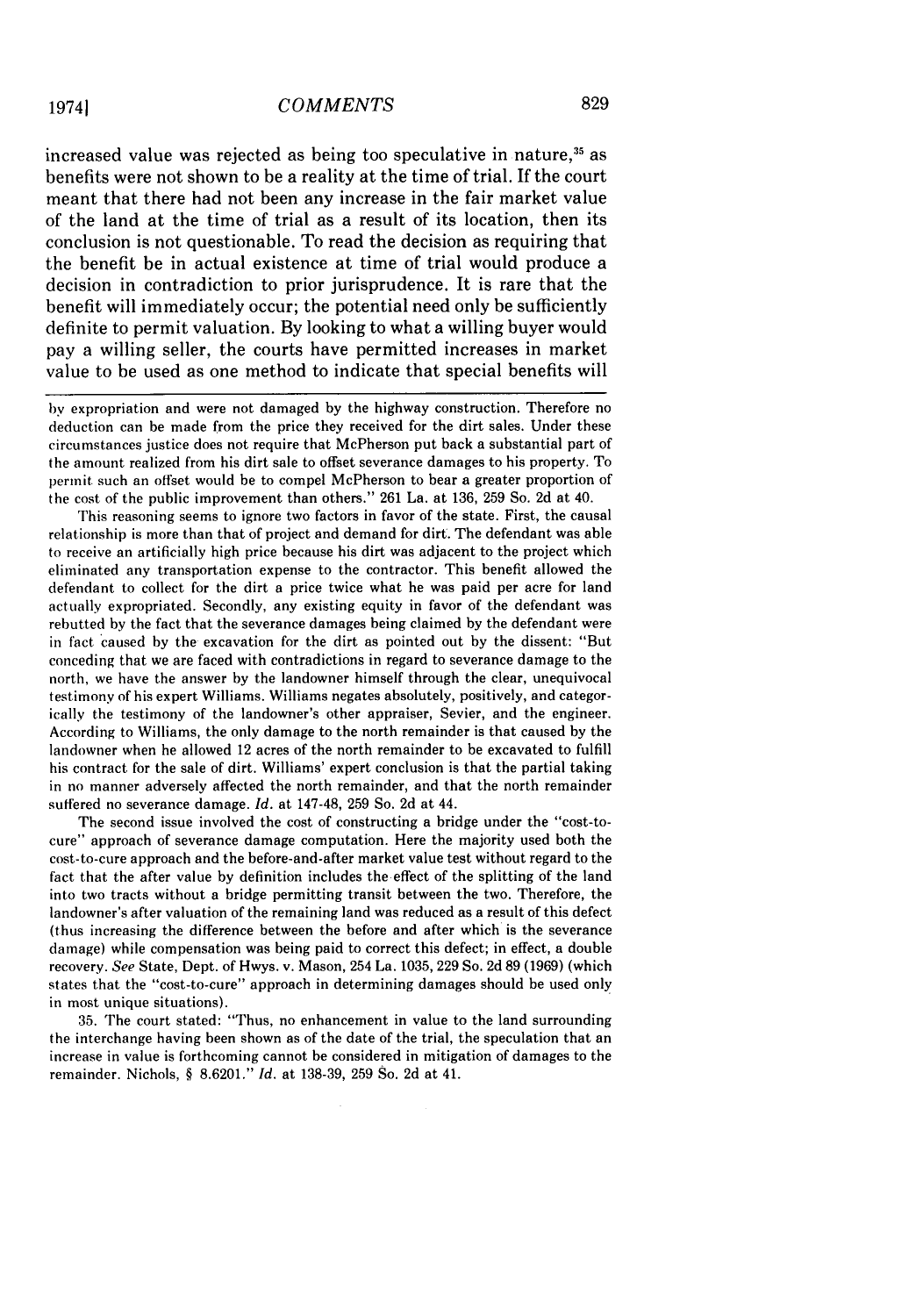increased value was rejected as being too speculative in nature,[35] as benefits were not shown to be a reality at the time of trial. If the court meant that there had not been any increase in the fair market value of the land at the time of trial as a result of its location, then its conclusion is not questionable. To read the decision as requiring that the benefit be in actual existence at time of trial would produce a decision in contradiction to prior jurisprudence. It is rare that the benefit will immediately occur; the potential need only be sufficiently definite to permit valuation. By looking to what a willing buyer would pay a willing seller, the courts have permitted increases in market value to be used as one method to indicate that special benefits will

---

by expropriation and were not damaged by the highway construction. Therefore no deduction can be made from the price they received for the dirt sales. Under these circumstances justice does not require that McPherson put back a substantial part of the amount realized from his dirt sale to offset severance damages to his property. To permit such an offset would be to compel McPherson to bear a greater proportion of the cost of the public improvement than others." 261 La. at 136, 259 So. 2d at 40.

This reasoning seems to ignore two factors in favor of the state. First, the causal relationship is more than that of project and demand for dirt. The defendant was able to receive an artificially high price because his dirt was adjacent to the project which eliminated any transportation expense to the contractor. This benefit allowed the defendant to collect for the dirt a price twice what he was paid per acre for land actually expropriated. Secondly, any existing equity in favor of the defendant was rebutted by the fact that the severance damages being claimed by the defendant were in fact caused by the excavation for the dirt as pointed out by the dissent: "But conceding that we are faced with contradictions in regard to severance damage to the north, we have the answer by the landowner himself through the clear, unequivocal testimony of his expert Williams. Williams negates absolutely, positively, and categorically the testimony of the landowner's other appraiser, Sevier, and the engineer. According to Williams, the only damage to the north remainder is that caused by the landowner when he allowed 12 acres of the north remainder to be excavated to fulfill his contract for the sale of dirt. Williams' expert conclusion is that the partial taking in no manner adversely affected the north remainder, and that the north remainder suffered no severance damage. *Id.* at 147-48, 259 So. 2d at 44.

The second issue involved the cost of constructing a bridge under the "cost-to-cure" approach of severance damage computation. Here the majority used both the cost-to-cure approach and the before-and-after market value test without regard to the fact that the after value by definition includes the effect of the splitting of the land into two tracts without a bridge permitting transit between the two. Therefore, the landowner's after valuation of the remaining land was reduced as a result of this defect (thus increasing the difference between the before and after which is the severance damage) while compensation was being paid to correct this defect; in effect, a double recovery. *See* State, Dept. of Hwys. v. Mason, 254 La. 1035, 229 So. 2d 89 (1969) (which states that the "cost-to-cure" approach in determining damages should be used only in most unique situations).

35. The court stated: "Thus, no enhancement in value to the land surrounding the interchange having been shown as of the date of the trial, the speculation that an increase in value is forthcoming cannot be considered in mitigation of damages to the remainder. Nichols, § 8.6201." *Id.* at 138-39, 259 So. 2d at 41.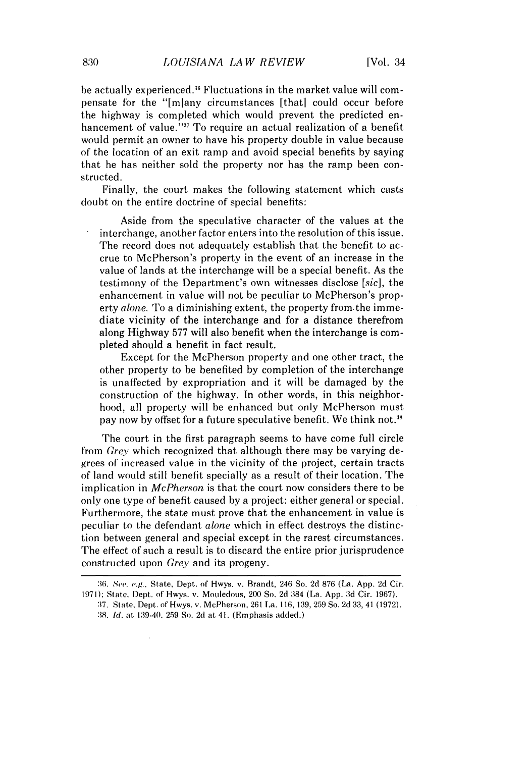be actually experienced.[36] Fluctuations in the market value will compensate for the "[m]any circumstances [that] could occur before the highway is completed which would prevent the predicted enhancement of value."[37] To require an actual realization of a benefit would permit an owner to have his property double in value because of the location of an exit ramp and avoid special benefits by saying that he has neither sold the property nor has the ramp been constructed.

Finally, the court makes the following statement which casts doubt on the entire doctrine of special benefits:

> Aside from the speculative character of the values at the interchange, another factor enters into the resolution of this issue. The record does not adequately establish that the benefit to accrue to McPherson's property in the event of an increase in the value of lands at the interchange will be a special benefit. As the testimony of the Department's own witnesses disclose [*sic*], the enhancement in value will not be peculiar to McPherson's property *alone*. To a diminishing extent, the property from the immediate vicinity of the interchange and for a distance therefrom along Highway 577 will also benefit when the interchange is completed should a benefit in fact result.
>
> Except for the McPherson property and one other tract, the other property to be benefited by completion of the interchange is unaffected by expropriation and it will be damaged by the construction of the highway. In other words, in this neighborhood, all property will be enhanced but only McPherson must pay now by offset for a future speculative benefit. We think not.[38]

The court in the first paragraph seems to have come full circle from *Grey* which recognized that although there may be varying degrees of increased value in the vicinity of the project, certain tracts of land would still benefit specially as a result of their location. The implication in *McPherson* is that the court now considers there to be only one type of benefit caused by a project: either general or special. Furthermore, the state must prove that the enhancement in value is peculiar to the defendant *alone* which in effect destroys the distinction between general and special except in the rarest circumstances. The effect of such a result is to discard the entire prior jurisprudence constructed upon *Grey* and its progeny.

---

36. *See, e.g.*, State, Dept. of Hwys. v. Brandt, 246 So. 2d 876 (La. App. 2d Cir. 1971); State, Dept. of Hwys. v. Mouledous, 200 So. 2d 384 (La. App. 3d Cir. 1967).

37. State, Dept. of Hwys. v. McPherson, 261 La. 116, 139, 259 So. 2d 33, 41 (1972).

38. *Id.* at 139-40, 259 So. 2d at 41. (Emphasis added.)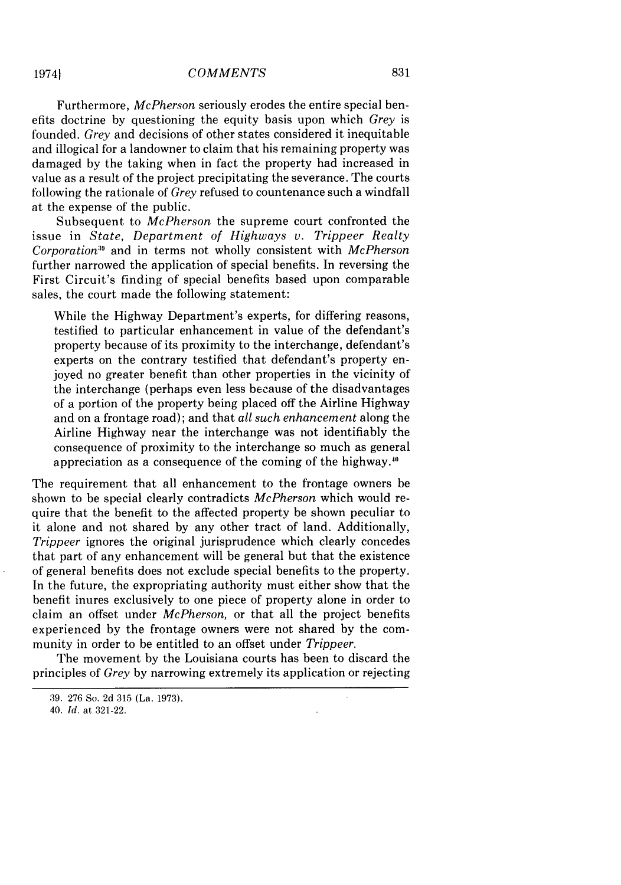Furthermore, *McPherson* seriously erodes the entire special benefits doctrine by questioning the equity basis upon which *Grey* is founded. *Grey* and decisions of other states considered it inequitable and illogical for a landowner to claim that his remaining property was damaged by the taking when in fact the property had increased in value as a result of the project precipitating the severance. The courts following the rationale of *Grey* refused to countenance such a windfall at the expense of the public.

Subsequent to *McPherson* the supreme court confronted the issue in *State, Department of Highways v. Trippeer Realty Corporation*[39] and in terms not wholly consistent with *McPherson* further narrowed the application of special benefits. In reversing the First Circuit's finding of special benefits based upon comparable sales, the court made the following statement:

> While the Highway Department's experts, for differing reasons, testified to particular enhancement in value of the defendant's property because of its proximity to the interchange, defendant's experts on the contrary testified that defendant's property enjoyed no greater benefit than other properties in the vicinity of the interchange (perhaps even less because of the disadvantages of a portion of the property being placed off the Airline Highway and on a frontage road); and that *all such enhancement* along the Airline Highway near the interchange was not identifiably the consequence of proximity to the interchange so much as general appreciation as a consequence of the coming of the highway.[40]

The requirement that all enhancement to the frontage owners be shown to be special clearly contradicts *McPherson* which would require that the benefit to the affected property be shown peculiar to it alone and not shared by any other tract of land. Additionally, *Trippeer* ignores the original jurisprudence which clearly concedes that part of any enhancement will be general but that the existence of general benefits does not exclude special benefits to the property. In the future, the expropriating authority must either show that the benefit inures exclusively to one piece of property alone in order to claim an offset under *McPherson,* or that all the project benefits experienced by the frontage owners were not shared by the community in order to be entitled to an offset under *Trippeer.*

The movement by the Louisiana courts has been to discard the principles of *Grey* by narrowing extremely its application or rejecting

---

39. 276 So. 2d 315 (La. 1973).

40. *Id.* at 321-22.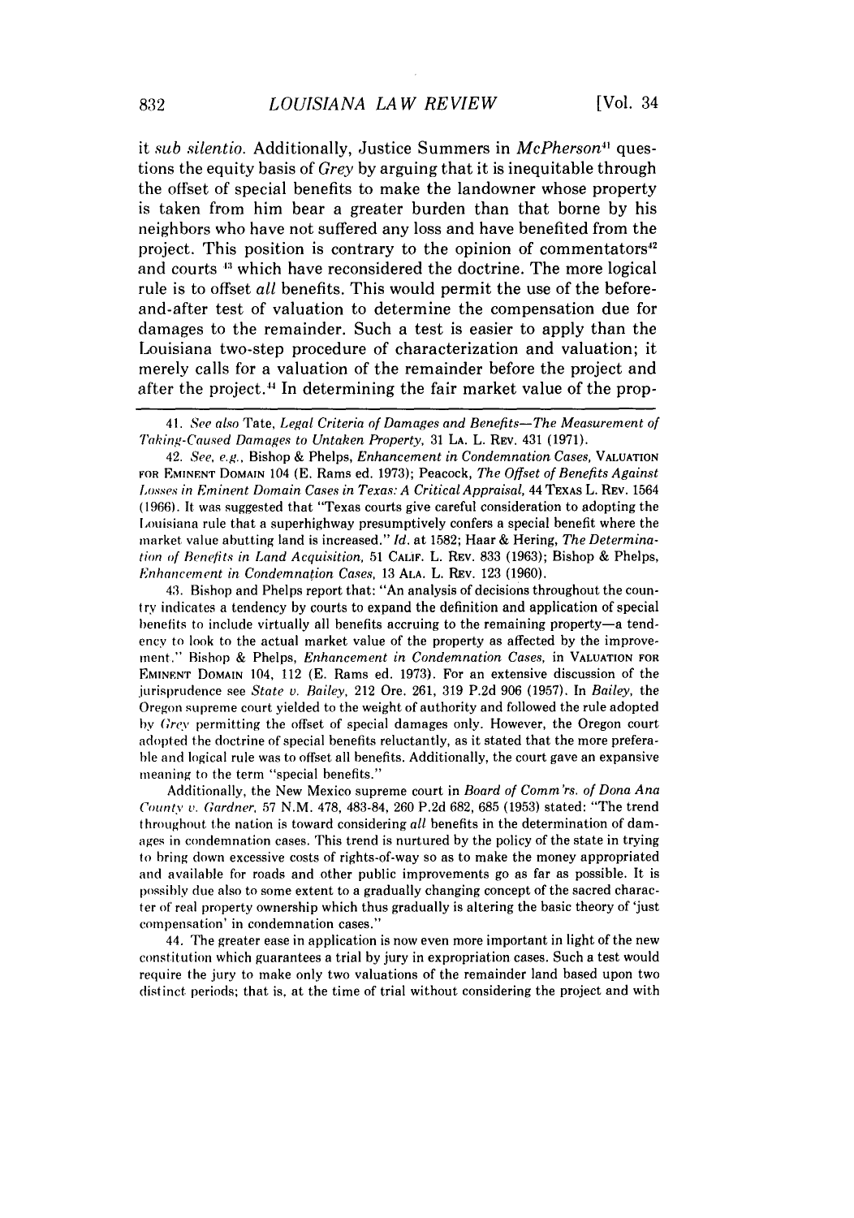it *sub silentio*. Additionally, Justice Summers in *McPherson*[41] questions the equity basis of *Grey* by arguing that it is inequitable through the offset of special benefits to make the landowner whose property is taken from him bear a greater burden than that borne by his neighbors who have not suffered any loss and have benefited from the project. This position is contrary to the opinion of commentators[42] and courts [43] which have reconsidered the doctrine. The more logical rule is to offset *all* benefits. This would permit the use of the before-and-after test of valuation to determine the compensation due for damages to the remainder. Such a test is easier to apply than the Louisiana two-step procedure of characterization and valuation; it merely calls for a valuation of the remainder before the project and after the project.[44] In determining the fair market value of the prop-

---

41. *See also* Tate, *Legal Criteria of Damages and Benefits—The Measurement of Taking-Caused Damages to Untaken Property*, 31 LA. L. REV. 431 (1971).

42. *See, e.g.*, Bishop & Phelps, *Enhancement in Condemnation Cases*, VALUATION FOR EMINENT DOMAIN 104 (E. Rams ed. 1973); Peacock, *The Offset of Benefits Against Losses in Eminent Domain Cases in Texas: A Critical Appraisal*, 44 TEXAS L. REV. 1564 (1966). It was suggested that "Texas courts give careful consideration to adopting the Louisiana rule that a superhighway presumptively confers a special benefit where the market value abutting land is increased." *Id.* at 1582; Haar & Hering, *The Determination of Benefits in Land Acquisition*, 51 CALIF. L. REV. 833 (1963); Bishop & Phelps, *Enhancement in Condemnation Cases*, 13 ALA. L. REV. 123 (1960).

43. Bishop and Phelps report that: "An analysis of decisions throughout the country indicates a tendency by courts to expand the definition and application of special benefits to include virtually all benefits accruing to the remaining property—a tendency to look to the actual market value of the property as affected by the improvement." Bishop & Phelps, *Enhancement in Condemnation Cases*, in VALUATION FOR EMINENT DOMAIN 104, 112 (E. Rams ed. 1973). For an extensive discussion of the jurisprudence see *State v. Bailey*, 212 Ore. 261, 319 P.2d 906 (1957). In *Bailey*, the Oregon supreme court yielded to the weight of authority and followed the rule adopted by *Grey* permitting the offset of special damages only. However, the Oregon court adopted the doctrine of special benefits reluctantly, as it stated that the more preferable and logical rule was to offset all benefits. Additionally, the court gave an expansive meaning to the term "special benefits."

Additionally, the New Mexico supreme court in *Board of Comm'rs. of Dona Ana County v. Gardner*, 57 N.M. 478, 483-84, 260 P.2d 682, 685 (1953) stated: "The trend throughout the nation is toward considering *all* benefits in the determination of damages in condemnation cases. This trend is nurtured by the policy of the state in trying to bring down excessive costs of rights-of-way so as to make the money appropriated and available for roads and other public improvements go as far as possible. It is possibly due also to some extent to a gradually changing concept of the sacred character of real property ownership which thus gradually is altering the basic theory of 'just compensation' in condemnation cases."

44. The greater ease in application is now even more important in light of the new constitution which guarantees a trial by jury in expropriation cases. Such a test would require the jury to make only two valuations of the remainder land based upon two distinct periods; that is, at the time of trial without considering the project and with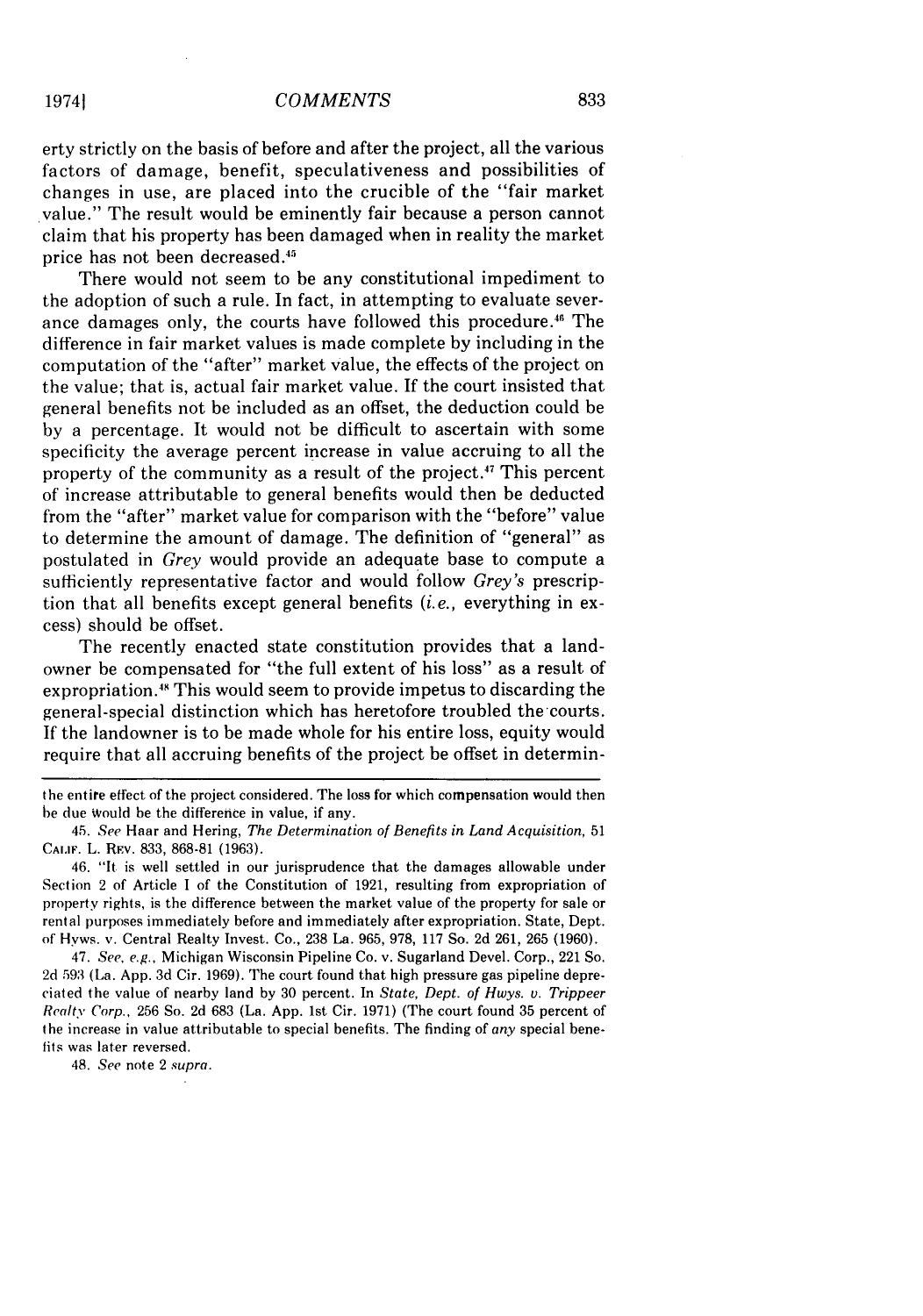erty strictly on the basis of before and after the project, all the various factors of damage, benefit, speculativeness and possibilities of changes in use, are placed into the crucible of the "fair market value." The result would be eminently fair because a person cannot claim that his property has been damaged when in reality the market price has not been decreased.[45]

There would not seem to be any constitutional impediment to the adoption of such a rule. In fact, in attempting to evaluate severance damages only, the courts have followed this procedure.[46] The difference in fair market values is made complete by including in the computation of the "after" market value, the effects of the project on the value; that is, actual fair market value. If the court insisted that general benefits not be included as an offset, the deduction could be by a percentage. It would not be difficult to ascertain with some specificity the average percent increase in value accruing to all the property of the community as a result of the project.[47] This percent of increase attributable to general benefits would then be deducted from the "after" market value for comparison with the "before" value to determine the amount of damage. The definition of "general" as postulated in *Grey* would provide an adequate base to compute a sufficiently representative factor and would follow *Grey's* prescription that all benefits except general benefits (*i.e.*, everything in excess) should be offset.

The recently enacted state constitution provides that a landowner be compensated for "the full extent of his loss" as a result of expropriation.[48] This would seem to provide impetus to discarding the general-special distinction which has heretofore troubled the courts. If the landowner is to be made whole for his entire loss, equity would require that all accruing benefits of the project be offset in determin-

---

the entire effect of the project considered. The loss for which compensation would then be due would be the difference in value, if any.

45. *See* Haar and Hering, *The Determination of Benefits in Land Acquisition*, 51 CALIF. L. REV. 833, 868-81 (1963).

46. "It is well settled in our jurisprudence that the damages allowable under Section 2 of Article I of the Constitution of 1921, resulting from expropriation of property rights, is the difference between the market value of the property for sale or rental purposes immediately before and immediately after expropriation. State, Dept. of Hyws. v. Central Realty Invest. Co., 238 La. 965, 978, 117 So. 2d 261, 265 (1960).

47. *See, e.g.*, Michigan Wisconsin Pipeline Co. v. Sugarland Devel. Corp., 221 So. 2d 593 (La. App. 3d Cir. 1969). The court found that high pressure gas pipeline depreciated the value of nearby land by 30 percent. In *State, Dept. of Hwys. v. Trippeer Realty Corp.*, 256 So. 2d 683 (La. App. 1st Cir. 1971) (The court found 35 percent of the increase in value attributable to special benefits. The finding of *any* special benefits was later reversed.

48. *See* note 2 *supra*.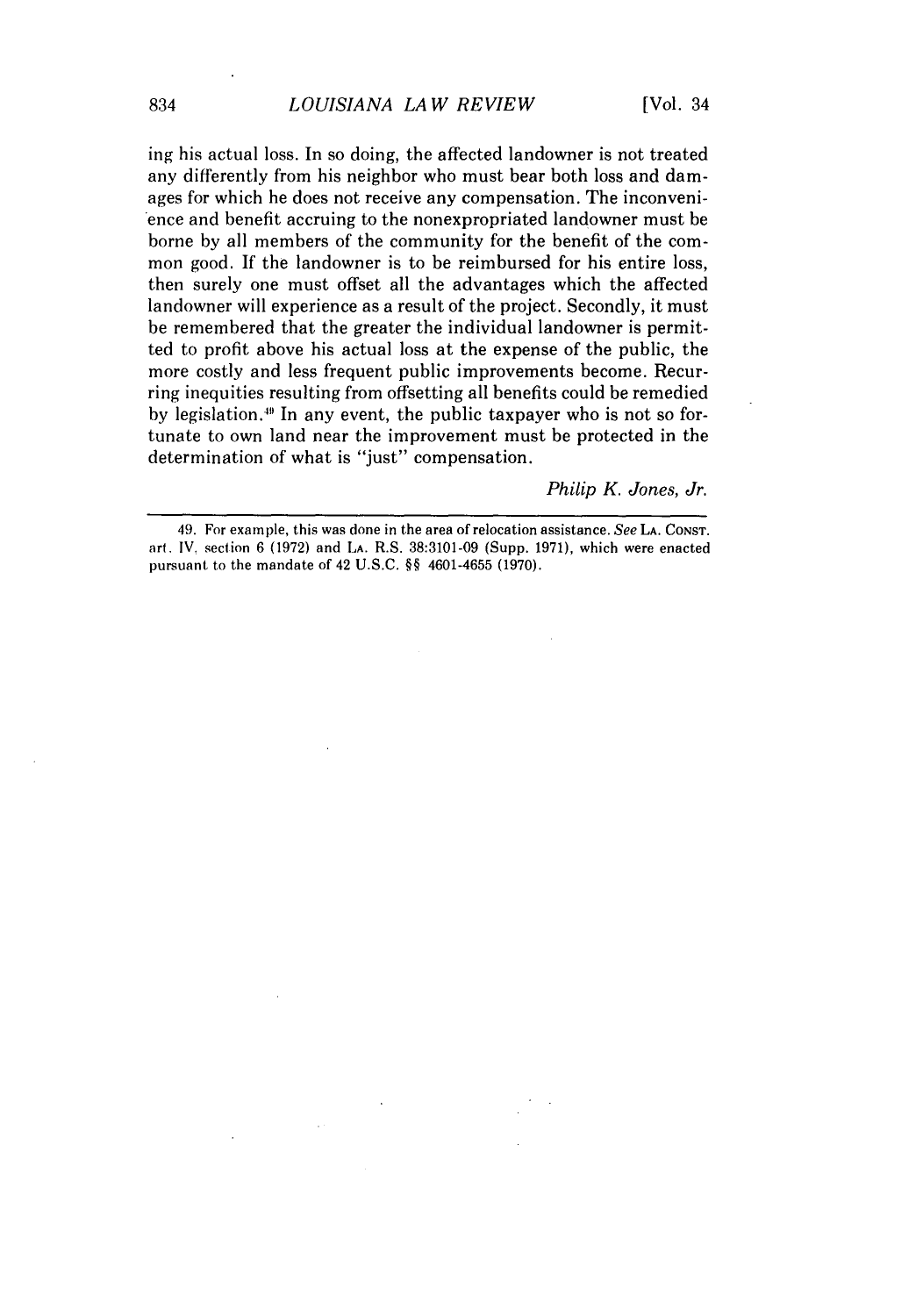ing his actual loss. In so doing, the affected landowner is not treated any differently from his neighbor who must bear both loss and damages for which he does not receive any compensation. The inconvenience and benefit accruing to the nonexpropriated landowner must be borne by all members of the community for the benefit of the common good. If the landowner is to be reimbursed for his entire loss, then surely one must offset all the advantages which the affected landowner will experience as a result of the project. Secondly, it must be remembered that the greater the individual landowner is permitted to profit above his actual loss at the expense of the public, the more costly and less frequent public improvements become. Recurring inequities resulting from offsetting all benefits could be remedied by legislation.[49] In any event, the public taxpayer who is not so fortunate to own land near the improvement must be protected in the determination of what is "just" compensation.

*Philip K. Jones, Jr.*

---

49. For example, this was done in the area of relocation assistance. *See* LA. CONST. art. IV, section 6 (1972) and LA. R.S. 38:3101-09 (Supp. 1971), which were enacted pursuant to the mandate of 42 U.S.C. §§ 4601-4655 (1970).